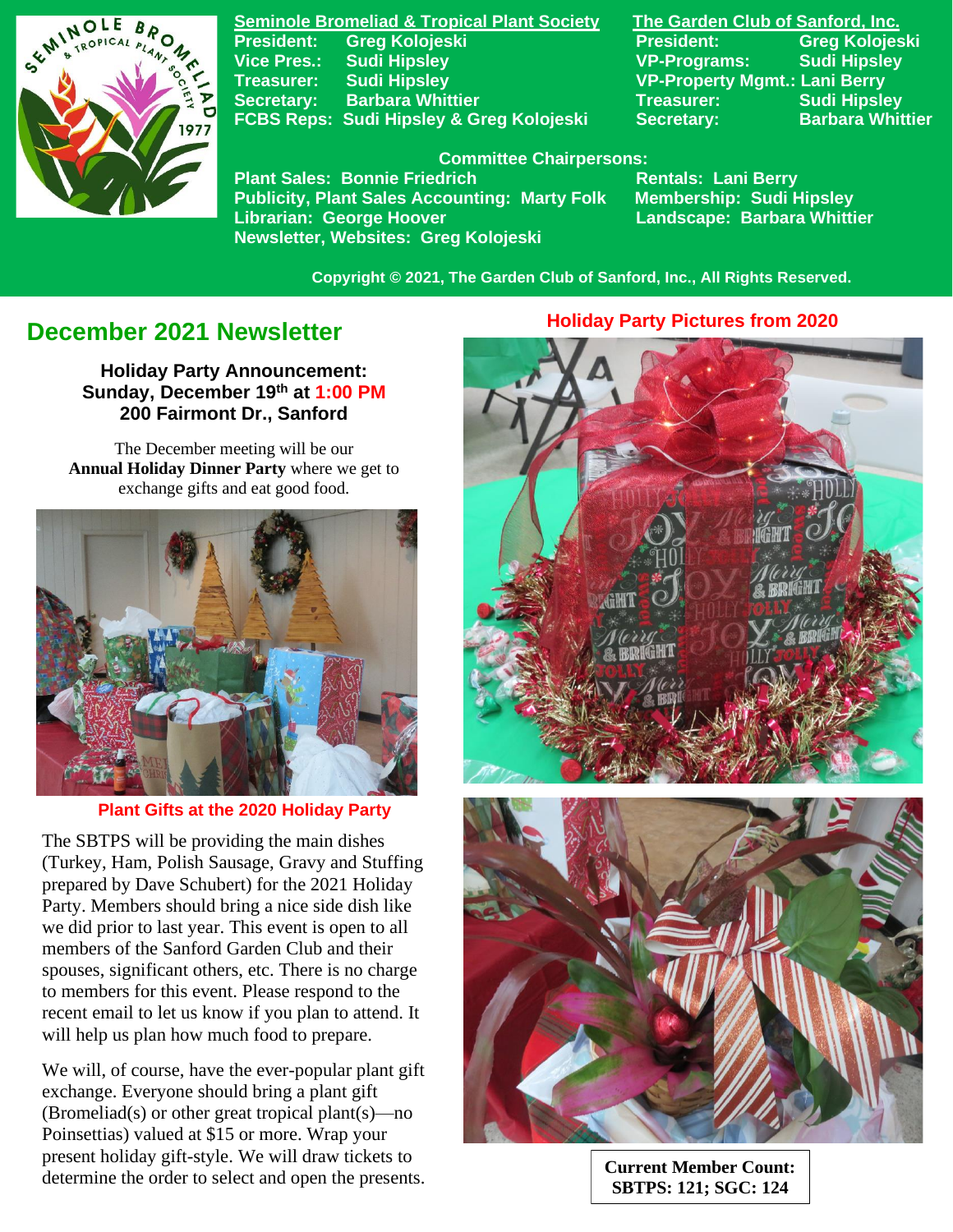**Seminole Bromeliad & Tropical Plant Society**

President: Greg Kolojeski
Vice Pres.: Sudi Hipsley
Treasurer: Sudi Hipsley
Secretary: Barbara Whittier
FCBS Reps: Sudi Hipsley & Greg Kolojeski

**The Garden Club of Sanford, Inc.**

President: Greg Kolojeski
VP-Programs: Sudi Hipsley
VP-Property Mgmt.: Lani Berry
Treasurer: Sudi Hipsley
Secretary: Barbara Whittier

**Committee Chairpersons:**

Plant Sales: Bonnie Friedrich
Publicity, Plant Sales Accounting: Marty Folk
Librarian: George Hoover
Newsletter, Websites: Greg Kolojeski
Rentals: Lani Berry
Membership: Sudi Hipsley
Landscape: Barbara Whittier

Copyright © 2021, The Garden Club of Sanford, Inc., All Rights Reserved.

# December 2021 Newsletter

**Holiday Party Announcement:**
**Sunday, December 19th at 1:00 PM**
**200 Fairmont Dr., Sanford**

The December meeting will be our **Annual Holiday Dinner Party** where we get to exchange gifts and eat good food.

Plant Gifts at the 2020 Holiday Party

The SBTPS will be providing the main dishes (Turkey, Ham, Polish Sausage, Gravy and Stuffing prepared by Dave Schubert) for the 2021 Holiday Party. Members should bring a nice side dish like we did prior to last year. This event is open to all members of the Sanford Garden Club and their spouses, significant others, etc. There is no charge to members for this event. Please respond to the recent email to let us know if you plan to attend. It will help us plan how much food to prepare.

We will, of course, have the ever-popular plant gift exchange. Everyone should bring a plant gift (Bromeliad(s) or other great tropical plant(s)—no Poinsettias) valued at $15 or more. Wrap your present holiday gift-style. We will draw tickets to determine the order to select and open the presents.

Holiday Party Pictures from 2020

**Current Member Count:**
**SBTPS: 121; SGC: 124**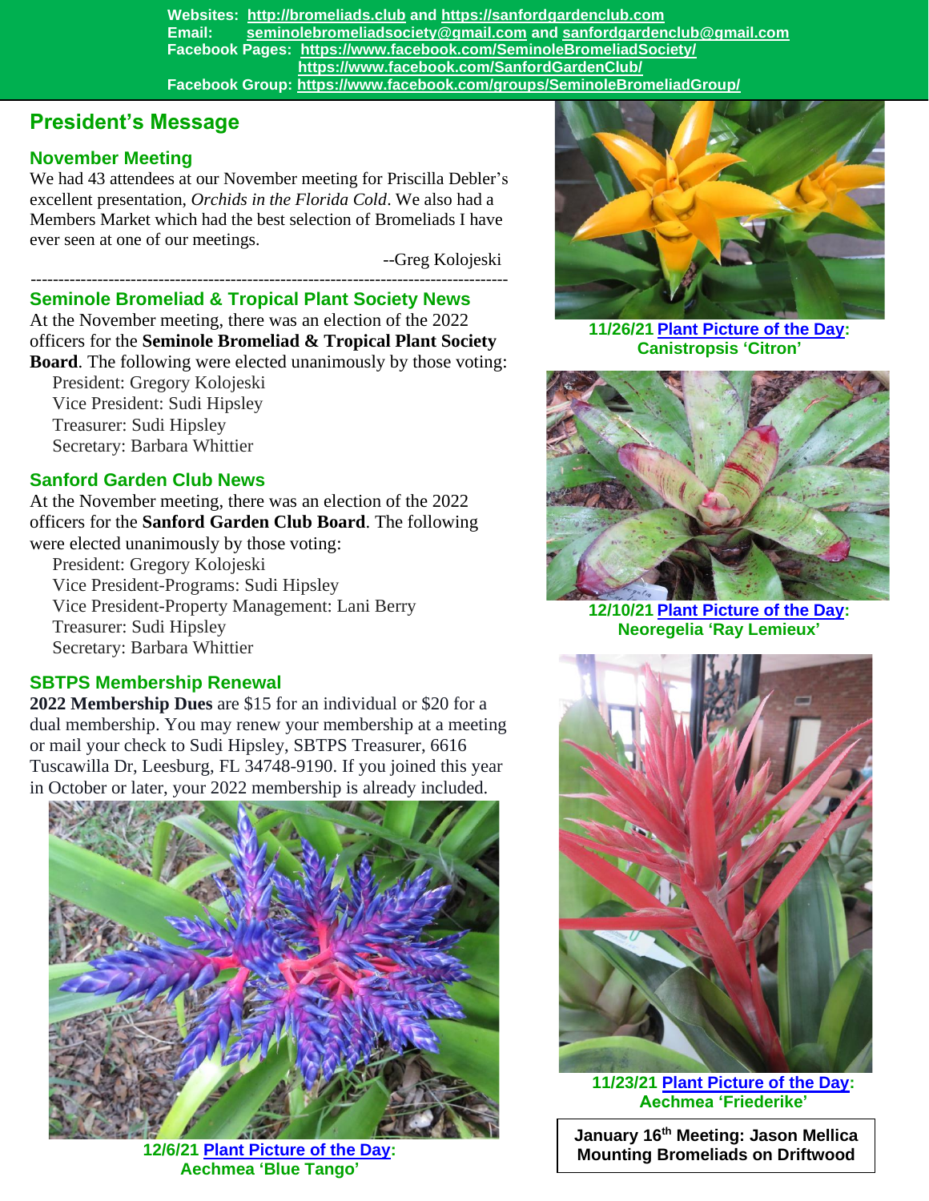**Websites:** http://bromeliads.club and https://sanfordgardenclub.com
**Email:** seminolebromeliadsociety@gmail.com and sanfordgardenclub@gmail.com
**Facebook Pages:** https://www.facebook.com/SeminoleBromeliadSociety/
https://www.facebook.com/SanfordGardenClub/
**Facebook Group:** https://www.facebook.com/groups/SeminoleBromeliadGroup/

## President's Message

### November Meeting

We had 43 attendees at our November meeting for Priscilla Debler's excellent presentation, *Orchids in the Florida Cold*. We also had a Members Market which had the best selection of Bromeliads I have ever seen at one of our meetings.

--Greg Kolojeski

---

### Seminole Bromeliad & Tropical Plant Society News

At the November meeting, there was an election of the 2022 officers for the **Seminole Bromeliad & Tropical Plant Society Board**. The following were elected unanimously by those voting:

- President: Gregory Kolojeski
- Vice President: Sudi Hipsley
- Treasurer: Sudi Hipsley
- Secretary: Barbara Whittier

### Sanford Garden Club News

At the November meeting, there was an election of the 2022 officers for the **Sanford Garden Club Board**. The following were elected unanimously by those voting:

- President: Gregory Kolojeski
- Vice President-Programs: Sudi Hipsley
- Vice President-Property Management: Lani Berry
- Treasurer: Sudi Hipsley
- Secretary: Barbara Whittier

### SBTPS Membership Renewal

**2022 Membership Dues** are $15 for an individual or $20 for a dual membership. You may renew your membership at a meeting or mail your check to Sudi Hipsley, SBTPS Treasurer, 6616 Tuscawilla Dr, Leesburg, FL 34748-9190. If you joined this year in October or later, your 2022 membership is already included.

**12/6/21 Plant Picture of the Day: Aechmea 'Blue Tango'**

**11/26/21 Plant Picture of the Day: Canistropsis 'Citron'**

**12/10/21 Plant Picture of the Day: Neoregelia 'Ray Lemieux'**

**11/23/21 Plant Picture of the Day: Aechmea 'Friederike'**

**January 16th Meeting: Jason Mellica**
**Mounting Bromeliads on Driftwood**